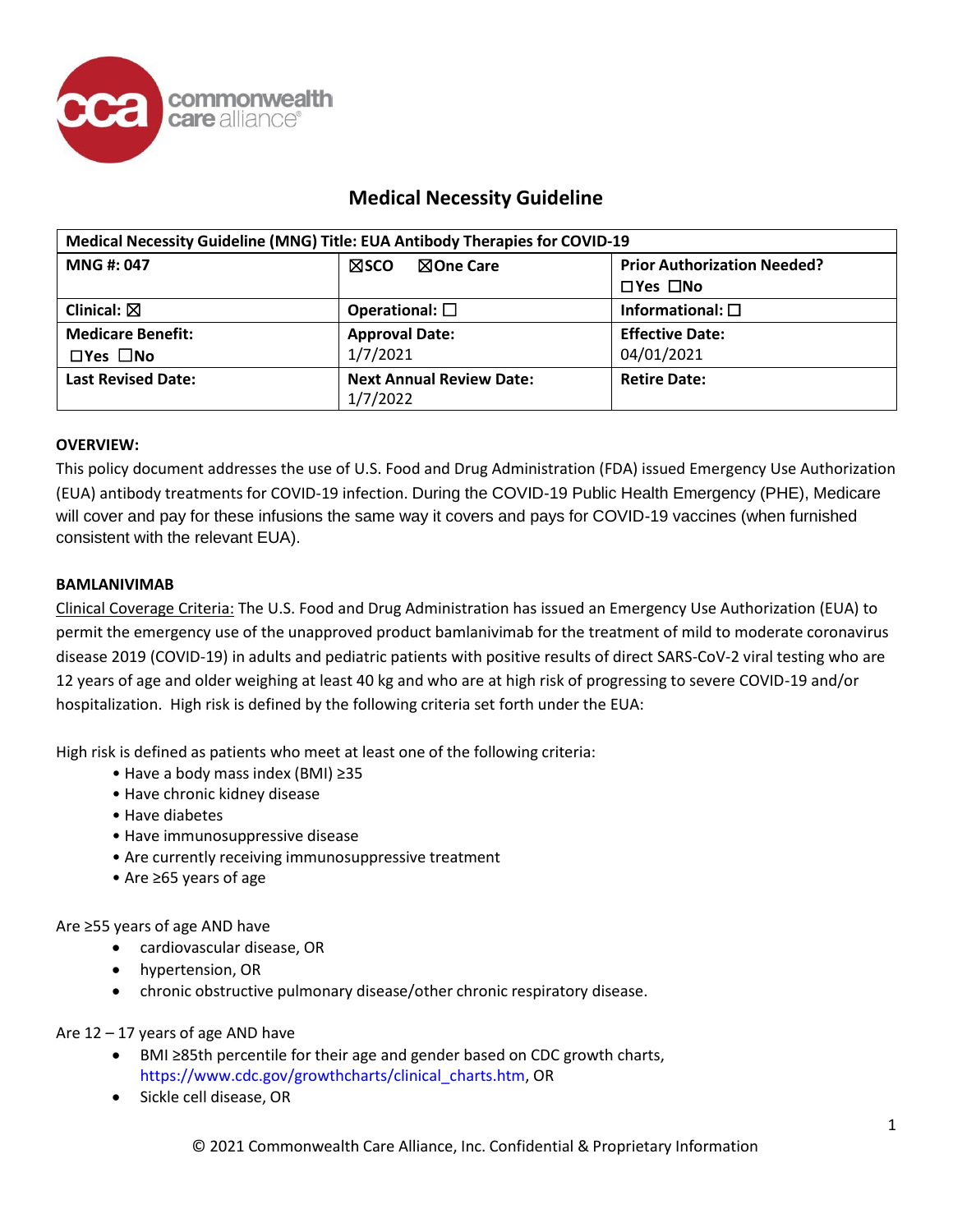# Medical Necessity Guideline

| Medical Necessity Guideline (MNG) Title: EUA Antibody Therapies for COVID-19 | | |
|---|---|---|
| **MNG #: 047** | ☒SCO ☒One Care | **Prior Authorization Needed?** ☐Yes ☐No |
| **Clinical:** ☒ | **Operational:** ☐ | **Informational:** ☐ |
| **Medicare Benefit:** ☐Yes ☐No | **Approval Date:** 1/7/2021 | **Effective Date:** 04/01/2021 |
| **Last Revised Date:** | **Next Annual Review Date:** 1/7/2022 | **Retire Date:** |

**OVERVIEW:**

This policy document addresses the use of U.S. Food and Drug Administration (FDA) issued Emergency Use Authorization (EUA) antibody treatments for COVID-19 infection. During the COVID-19 Public Health Emergency (PHE), Medicare will cover and pay for these infusions the same way it covers and pays for COVID-19 vaccines (when furnished consistent with the relevant EUA).

**BAMLANIVIMAB**

Clinical Coverage Criteria: The U.S. Food and Drug Administration has issued an Emergency Use Authorization (EUA) to permit the emergency use of the unapproved product bamlanivimab for the treatment of mild to moderate coronavirus disease 2019 (COVID-19) in adults and pediatric patients with positive results of direct SARS-CoV-2 viral testing who are 12 years of age and older weighing at least 40 kg and who are at high risk of progressing to severe COVID-19 and/or hospitalization. High risk is defined by the following criteria set forth under the EUA:

High risk is defined as patients who meet at least one of the following criteria:

- Have a body mass index (BMI) ≥35
- Have chronic kidney disease
- Have diabetes
- Have immunosuppressive disease
- Are currently receiving immunosuppressive treatment
- Are ≥65 years of age

Are ≥55 years of age AND have

- cardiovascular disease, OR
- hypertension, OR
- chronic obstructive pulmonary disease/other chronic respiratory disease.

Are 12 – 17 years of age AND have

- BMI ≥85th percentile for their age and gender based on CDC growth charts, https://www.cdc.gov/growthcharts/clinical_charts.htm, OR
- Sickle cell disease, OR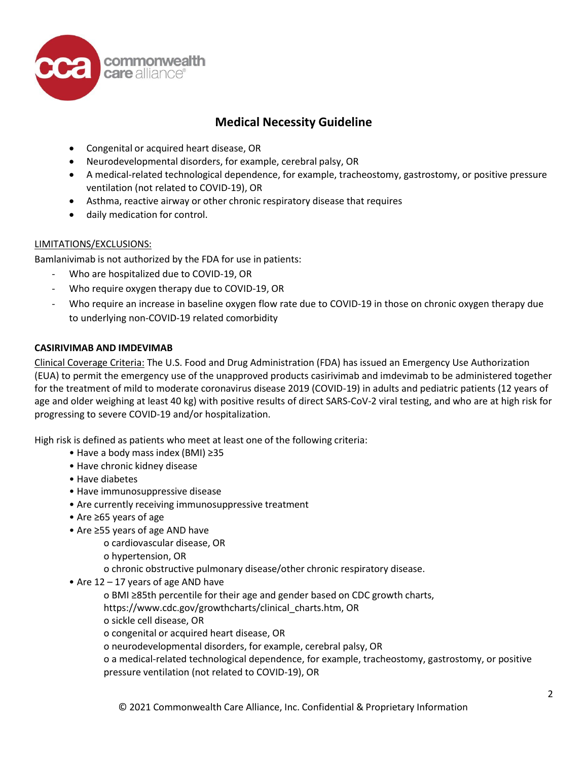# Medical Necessity Guideline

- Congenital or acquired heart disease, OR
- Neurodevelopmental disorders, for example, cerebral palsy, OR
- A medical-related technological dependence, for example, tracheostomy, gastrostomy, or positive pressure ventilation (not related to COVID-19), OR
- Asthma, reactive airway or other chronic respiratory disease that requires
- daily medication for control.

LIMITATIONS/EXCLUSIONS:

Bamlanivimab is not authorized by the FDA for use in patients:

- Who are hospitalized due to COVID-19, OR
- Who require oxygen therapy due to COVID-19, OR
- Who require an increase in baseline oxygen flow rate due to COVID-19 in those on chronic oxygen therapy due to underlying non-COVID-19 related comorbidity

**CASIRIVIMAB AND IMDEVIMAB**

Clinical Coverage Criteria: The U.S. Food and Drug Administration (FDA) has issued an Emergency Use Authorization (EUA) to permit the emergency use of the unapproved products casirivimab and imdevimab to be administered together for the treatment of mild to moderate coronavirus disease 2019 (COVID-19) in adults and pediatric patients (12 years of age and older weighing at least 40 kg) with positive results of direct SARS-CoV-2 viral testing, and who are at high risk for progressing to severe COVID-19 and/or hospitalization.

High risk is defined as patients who meet at least one of the following criteria:

- Have a body mass index (BMI) ≥35
- Have chronic kidney disease
- Have diabetes
- Have immunosuppressive disease
- Are currently receiving immunosuppressive treatment
- Are ≥65 years of age
- Are ≥55 years of age AND have
  - cardiovascular disease, OR
  - hypertension, OR
  - chronic obstructive pulmonary disease/other chronic respiratory disease.
- Are 12 – 17 years of age AND have
  - BMI ≥85th percentile for their age and gender based on CDC growth charts, https://www.cdc.gov/growthcharts/clinical_charts.htm, OR
  - sickle cell disease, OR
  - congenital or acquired heart disease, OR
  - neurodevelopmental disorders, for example, cerebral palsy, OR
  - a medical-related technological dependence, for example, tracheostomy, gastrostomy, or positive pressure ventilation (not related to COVID-19), OR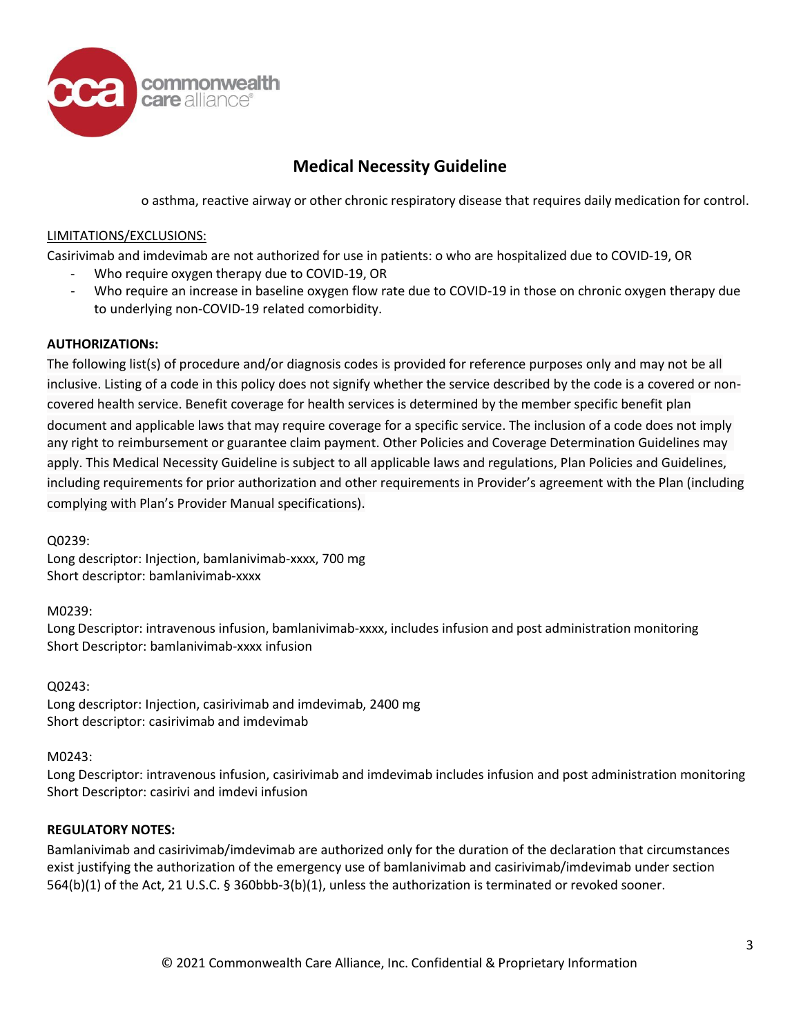o asthma, reactive airway or other chronic respiratory disease that requires daily medication for control.

LIMITATIONS/EXCLUSIONS:

Casirivimab and imdevimab are not authorized for use in patients: o who are hospitalized due to COVID-19, OR

- Who require oxygen therapy due to COVID-19, OR
- Who require an increase in baseline oxygen flow rate due to COVID-19 in those on chronic oxygen therapy due to underlying non-COVID-19 related comorbidity.

**AUTHORIZATIONs:**

The following list(s) of procedure and/or diagnosis codes is provided for reference purposes only and may not be all inclusive. Listing of a code in this policy does not signify whether the service described by the code is a covered or non-covered health service. Benefit coverage for health services is determined by the member specific benefit plan document and applicable laws that may require coverage for a specific service. The inclusion of a code does not imply any right to reimbursement or guarantee claim payment. Other Policies and Coverage Determination Guidelines may apply. This Medical Necessity Guideline is subject to all applicable laws and regulations, Plan Policies and Guidelines, including requirements for prior authorization and other requirements in Provider's agreement with the Plan (including complying with Plan's Provider Manual specifications).

Q0239:
Long descriptor: Injection, bamlanivimab-xxxx, 700 mg
Short descriptor: bamlanivimab-xxxx

M0239:
Long Descriptor: intravenous infusion, bamlanivimab-xxxx, includes infusion and post administration monitoring
Short Descriptor: bamlanivimab-xxxx infusion

Q0243:
Long descriptor: Injection, casirivimab and imdevimab, 2400 mg
Short descriptor: casirivimab and imdevimab

M0243:
Long Descriptor: intravenous infusion, casirivimab and imdevimab includes infusion and post administration monitoring
Short Descriptor: casirivi and imdevi infusion

**REGULATORY NOTES:**

Bamlanivimab and casirivimab/imdevimab are authorized only for the duration of the declaration that circumstances exist justifying the authorization of the emergency use of bamlanivimab and casirivimab/imdevimab under section 564(b)(1) of the Act, 21 U.S.C. § 360bbb-3(b)(1), unless the authorization is terminated or revoked sooner.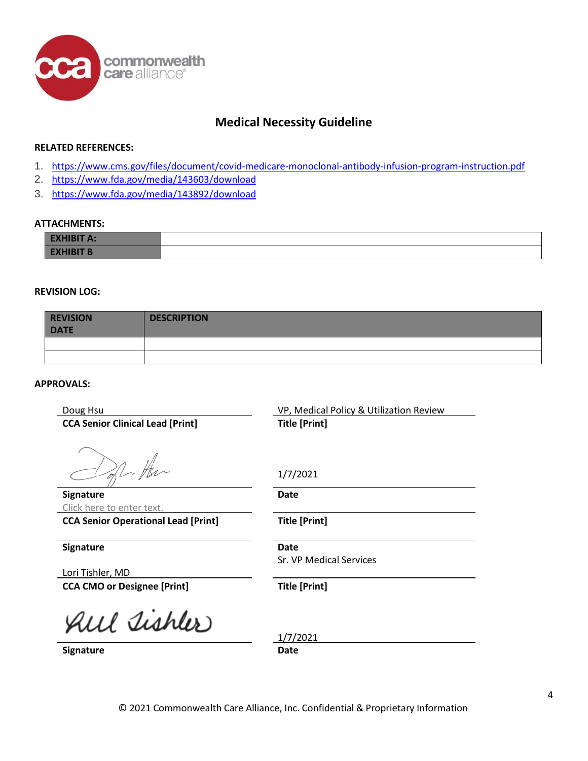## Medical Necessity Guideline

**RELATED REFERENCES:**

1. https://www.cms.gov/files/document/covid-medicare-monoclonal-antibody-infusion-program-instruction.pdf
2. https://www.fda.gov/media/143603/download
3. https://www.fda.gov/media/143892/download

**ATTACHMENTS:**

| | |
|---|---|
| **EXHIBIT A:** | |
| **EXHIBIT B** | |

**REVISION LOG:**

| REVISION DATE | DESCRIPTION |
|---|---|
| | |
| | |

**APPROVALS:**

| | |
|---|---|
| Doug Hsu | VP, Medical Policy & Utilization Review |
| **CCA Senior Clinical Lead [Print]** | **Title [Print]** |
| [signature] | 1/7/2021 |
| **Signature** | **Date** |
| Click here to enter text. | |
| **CCA Senior Operational Lead [Print]** | **Title [Print]** |
| | |
| **Signature** | **Date** |
| Lori Tishler, MD | Sr. VP Medical Services |
| **CCA CMO or Designee [Print]** | **Title [Print]** |
| [signature] | 1/7/2021 |
| **Signature** | **Date** |

© 2021 Commonwealth Care Alliance, Inc. Confidential & Proprietary Information